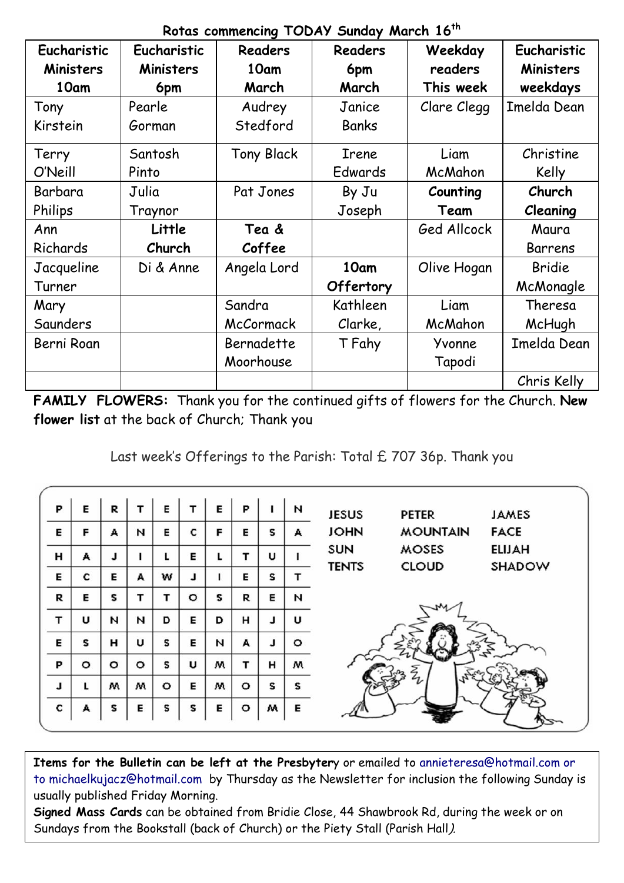**Rotas commencing TODAY Sunday March 16th**

| Eucharistic Ministers 10am | Eucharistic Ministers 6pm | Readers 10am March | Readers 6pm March | Weekday readers This week | Eucharistic Ministers weekdays |
|---|---|---|---|---|---|
| Tony Kirstein | Pearle Gorman | Audrey Stedford | Janice Banks | Clare Clegg | Imelda Dean |
| Terry O'Neill | Santosh Pinto | Tony Black | Irene Edwards | Liam McMahon | Christine Kelly |
| Barbara Philips | Julia Traynor | Pat Jones | By Ju Joseph | **Counting Team** | **Church Cleaning** |
| Ann Richards | **Little Church** | **Tea & Coffee** | | Ged Allcock | Maura Barrens |
| Jacqueline Turner | Di & Anne | Angela Lord | **10am Offertory** | Olive Hogan | Bridie McMonagle |
| Mary Saunders | | Sandra McCormack | Kathleen Clarke, | Liam McMahon | Theresa McHugh |
| Berni Roan | | Bernadette Moorhouse | T Fahy | Yvonne Tapodi | Imelda Dean |
| | | | | | Chris Kelly |

**FAMILY FLOWERS:** Thank you for the continued gifts of flowers for the Church. **New flower list** at the back of Church; Thank you

Last week's Offerings to the Parish: Total £ 707 36p. Thank you

| | | | | | | | | | |
|---|---|---|---|---|---|---|---|---|---|
| P | E | R | T | E | T | E | P | I | N |
| E | F | A | N | E | C | F | E | S | A |
| H | A | J | I | L | E | L | T | U | I |
| E | C | E | A | W | J | I | E | S | T |
| R | E | S | T | T | O | S | R | E | N |
| T | U | N | N | D | E | D | H | J | U |
| E | S | H | U | S | E | N | A | J | O |
| P | O | O | O | S | U | M | T | H | M |
| J | L | M | M | O | E | M | O | S | S |
| C | A | S | E | S | S | E | O | M | E |

JESUS, PETER, JAMES, JOHN, MOUNTAIN, FACE, SUN, MOSES, ELIJAH, TENTS, CLOUD, SHADOW

**Items for the Bulletin can be left at the Presbytery** or emailed to annieteresa@hotmail.com or to michaelkujacz@hotmail.com by Thursday as the Newsletter for inclusion the following Sunday is usually published Friday Morning.

**Signed Mass Cards** can be obtained from Bridie Close, 44 Shawbrook Rd, during the week or on Sundays from the Bookstall (back of Church) or the Piety Stall (Parish Hall).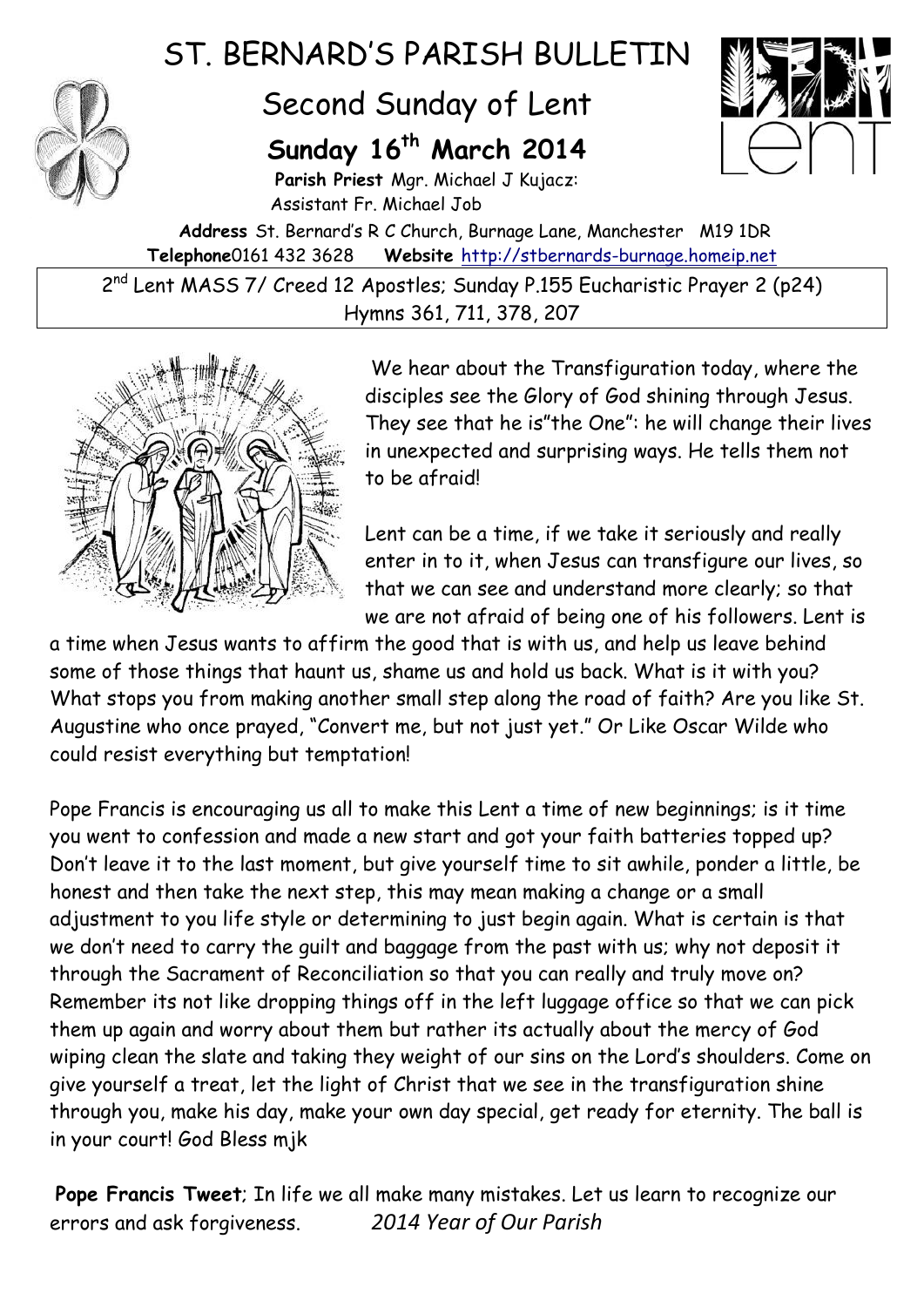# ST. BERNARD'S PARISH BULLETIN

## Second Sunday of Lent

### Sunday 16th March 2014

**Parish Priest** Mgr. Michael J Kujacz:
Assistant Fr. Michael Job

**Address** St. Bernard's R C Church, Burnage Lane, Manchester M19 1DR
**Telephone**0161 432 3628 **Website** http://stbernards-burnage.homeip.net

2nd Lent MASS 7/ Creed 12 Apostles; Sunday P.155 Eucharistic Prayer 2 (p24)
Hymns 361, 711, 378, 207

We hear about the Transfiguration today, where the disciples see the Glory of God shining through Jesus. They see that he is"the One": he will change their lives in unexpected and surprising ways. He tells them not to be afraid!

Lent can be a time, if we take it seriously and really enter in to it, when Jesus can transfigure our lives, so that we can see and understand more clearly; so that we are not afraid of being one of his followers. Lent is a time when Jesus wants to affirm the good that is with us, and help us leave behind some of those things that haunt us, shame us and hold us back. What is it with you? What stops you from making another small step along the road of faith? Are you like St. Augustine who once prayed, "Convert me, but not just yet." Or Like Oscar Wilde who could resist everything but temptation!

Pope Francis is encouraging us all to make this Lent a time of new beginnings; is it time you went to confession and made a new start and got your faith batteries topped up? Don't leave it to the last moment, but give yourself time to sit awhile, ponder a little, be honest and then take the next step, this may mean making a change or a small adjustment to you life style or determining to just begin again. What is certain is that we don't need to carry the guilt and baggage from the past with us; why not deposit it through the Sacrament of Reconciliation so that you can really and truly move on? Remember its not like dropping things off in the left luggage office so that we can pick them up again and worry about them but rather its actually about the mercy of God wiping clean the slate and taking they weight of our sins on the Lord's shoulders. Come on give yourself a treat, let the light of Christ that we see in the transfiguration shine through you, make his day, make your own day special, get ready for eternity. The ball is in your court! God Bless mjk

**Pope Francis Tweet**; In life we all make many mistakes. Let us learn to recognize our errors and ask forgiveness. *2014 Year of Our Parish*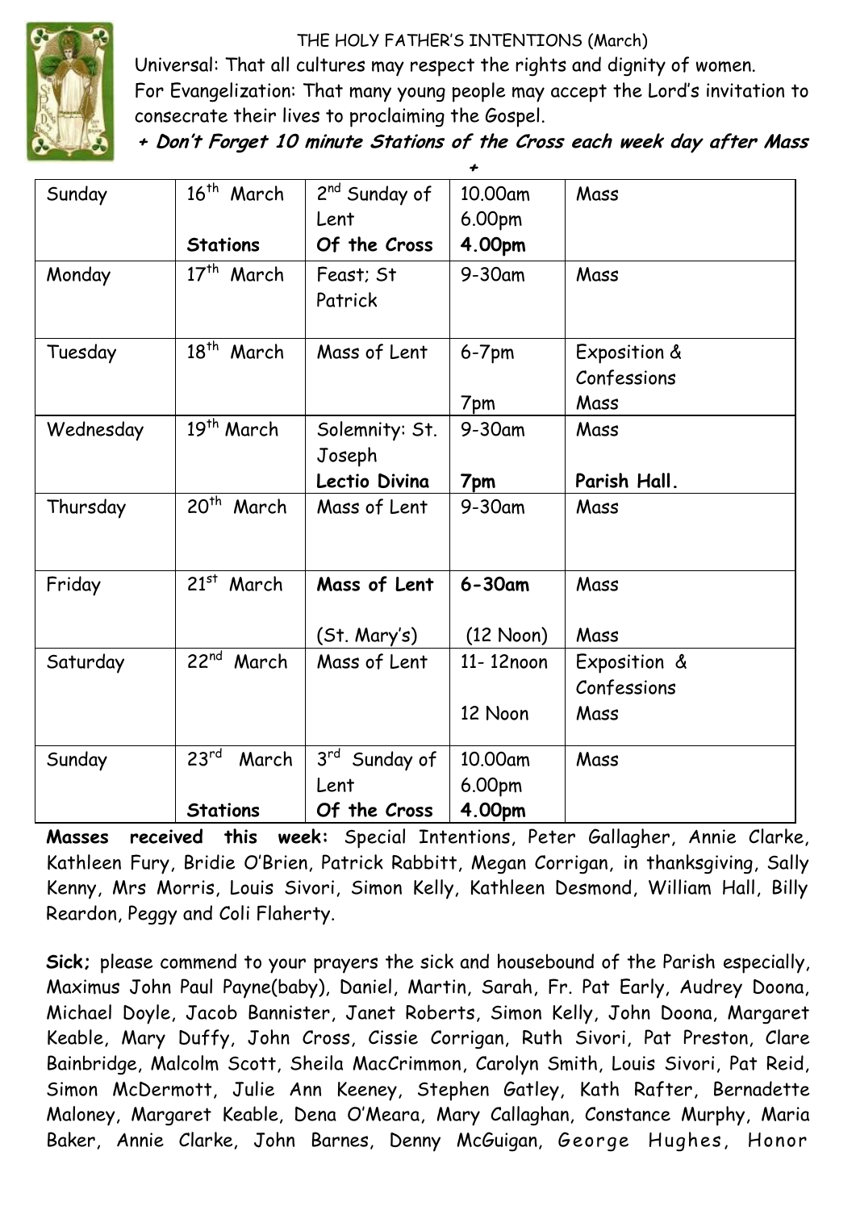THE HOLY FATHER'S INTENTIONS (March)

Universal: That all cultures may respect the rights and dignity of women.

For Evangelization: That many young people may accept the Lord's invitation to consecrate their lives to proclaiming the Gospel.

***+ Don't Forget 10 minute Stations of the Cross each week day after Mass +***

| | | | | |
|---|---|---|---|---|
| Sunday | 16th March<br><br>**Stations** | 2nd Sunday of Lent<br>**Of the Cross** | 10.00am<br>6.00pm<br>**4.00pm** | Mass |
| Monday | 17th March | Feast; St Patrick | 9-30am | Mass |
| Tuesday | 18th March | Mass of Lent | 6-7pm<br><br>7pm | Exposition & Confessions<br>Mass |
| Wednesday | 19th March | Solemnity: St. Joseph<br>**Lectio Divina** | 9-30am<br><br>**7pm** | Mass<br><br>**Parish Hall.** |
| Thursday | 20th March | Mass of Lent | 9-30am | Mass |
| Friday | 21st March | **Mass of Lent**<br><br>(St. Mary's) | **6-30am**<br><br>(12 Noon) | Mass<br><br>Mass |
| Saturday | 22nd March | Mass of Lent | 11- 12noon<br><br>12 Noon | Exposition & Confessions<br>Mass |
| Sunday | 23rd March<br><br>**Stations** | 3rd Sunday of Lent<br>**Of the Cross** | 10.00am<br>6.00pm<br>**4.00pm** | Mass |

**Masses received this week:** Special Intentions, Peter Gallagher, Annie Clarke, Kathleen Fury, Bridie O'Brien, Patrick Rabbitt, Megan Corrigan, in thanksgiving, Sally Kenny, Mrs Morris, Louis Sivori, Simon Kelly, Kathleen Desmond, William Hall, Billy Reardon, Peggy and Coli Flaherty.

**Sick;** please commend to your prayers the sick and housebound of the Parish especially, Maximus John Paul Payne(baby), Daniel, Martin, Sarah, Fr. Pat Early, Audrey Doona, Michael Doyle, Jacob Bannister, Janet Roberts, Simon Kelly, John Doona, Margaret Keable, Mary Duffy, John Cross, Cissie Corrigan, Ruth Sivori, Pat Preston, Clare Bainbridge, Malcolm Scott, Sheila MacCrimmon, Carolyn Smith, Louis Sivori, Pat Reid, Simon McDermott, Julie Ann Keeney, Stephen Gatley, Kath Rafter, Bernadette Maloney, Margaret Keable, Dena O'Meara, Mary Callaghan, Constance Murphy, Maria Baker, Annie Clarke, John Barnes, Denny McGuigan, George Hughes, Honor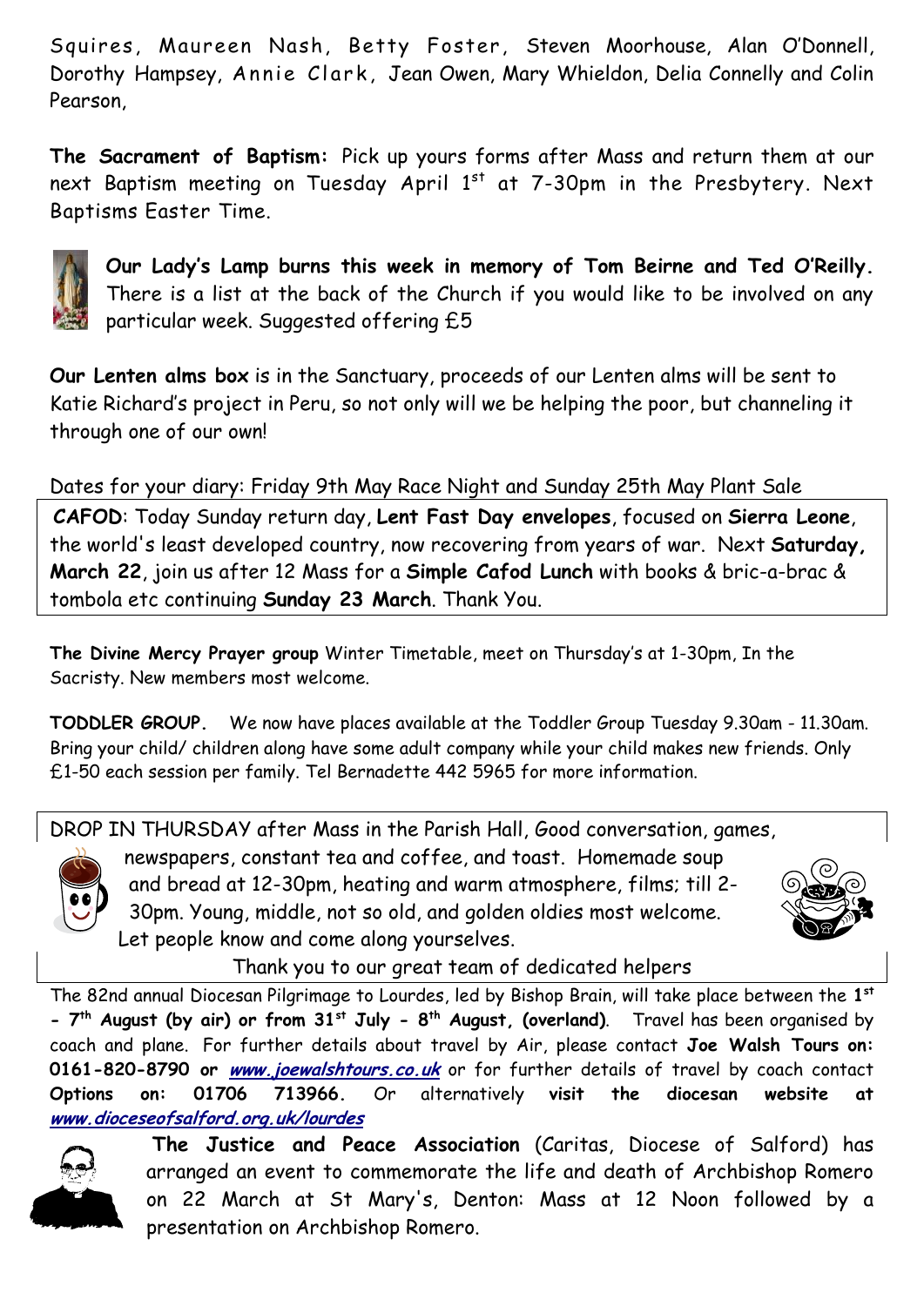Squires, Maureen Nash, Betty Foster, Steven Moorhouse, Alan O'Donnell, Dorothy Hampsey, Annie Clark, Jean Owen, Mary Whieldon, Delia Connelly and Colin Pearson,

**The Sacrament of Baptism:** Pick up yours forms after Mass and return them at our next Baptism meeting on Tuesday April 1st at 7-30pm in the Presbytery. Next Baptisms Easter Time.

**Our Lady's Lamp burns this week in memory of Tom Beirne and Ted O'Reilly.** There is a list at the back of the Church if you would like to be involved on any particular week. Suggested offering £5

**Our Lenten alms box** is in the Sanctuary, proceeds of our Lenten alms will be sent to Katie Richard's project in Peru, so not only will we be helping the poor, but channeling it through one of our own!

Dates for your diary: Friday 9th May Race Night and Sunday 25th May Plant Sale

**CAFOD**: Today Sunday return day, **Lent Fast Day envelopes**, focused on **Sierra Leone**, the world's least developed country, now recovering from years of war. Next **Saturday, March 22**, join us after 12 Mass for a **Simple Cafod Lunch** with books & bric-a-brac & tombola etc continuing **Sunday 23 March**. Thank You.

**The Divine Mercy Prayer group** Winter Timetable, meet on Thursday's at 1-30pm, In the Sacristy. New members most welcome.

**TODDLER GROUP.** We now have places available at the Toddler Group Tuesday 9.30am - 11.30am. Bring your child/ children along have some adult company while your child makes new friends. Only £1-50 each session per family. Tel Bernadette 442 5965 for more information.

DROP IN THURSDAY after Mass in the Parish Hall, Good conversation, games, newspapers, constant tea and coffee, and toast. Homemade soup and bread at 12-30pm, heating and warm atmosphere, films; till 2-30pm. Young, middle, not so old, and golden oldies most welcome. Let people know and come along yourselves.

Thank you to our great team of dedicated helpers

The 82nd annual Diocesan Pilgrimage to Lourdes, led by Bishop Brain, will take place between the **1st - 7th August (by air) or from 31st July - 8th August, (overland)**. Travel has been organised by coach and plane. For further details about travel by Air, please contact **Joe Walsh Tours on: 0161-820-8790 or *www.joewalshtours.co.uk*** or for further details of travel by coach contact **Options on: 01706 713966.** Or alternatively **visit the diocesan website at *www.dioceseofsalford.org.uk/lourdes***

**The Justice and Peace Association** (Caritas, Diocese of Salford) has arranged an event to commemorate the life and death of Archbishop Romero on 22 March at St Mary's, Denton: Mass at 12 Noon followed by a presentation on Archbishop Romero.